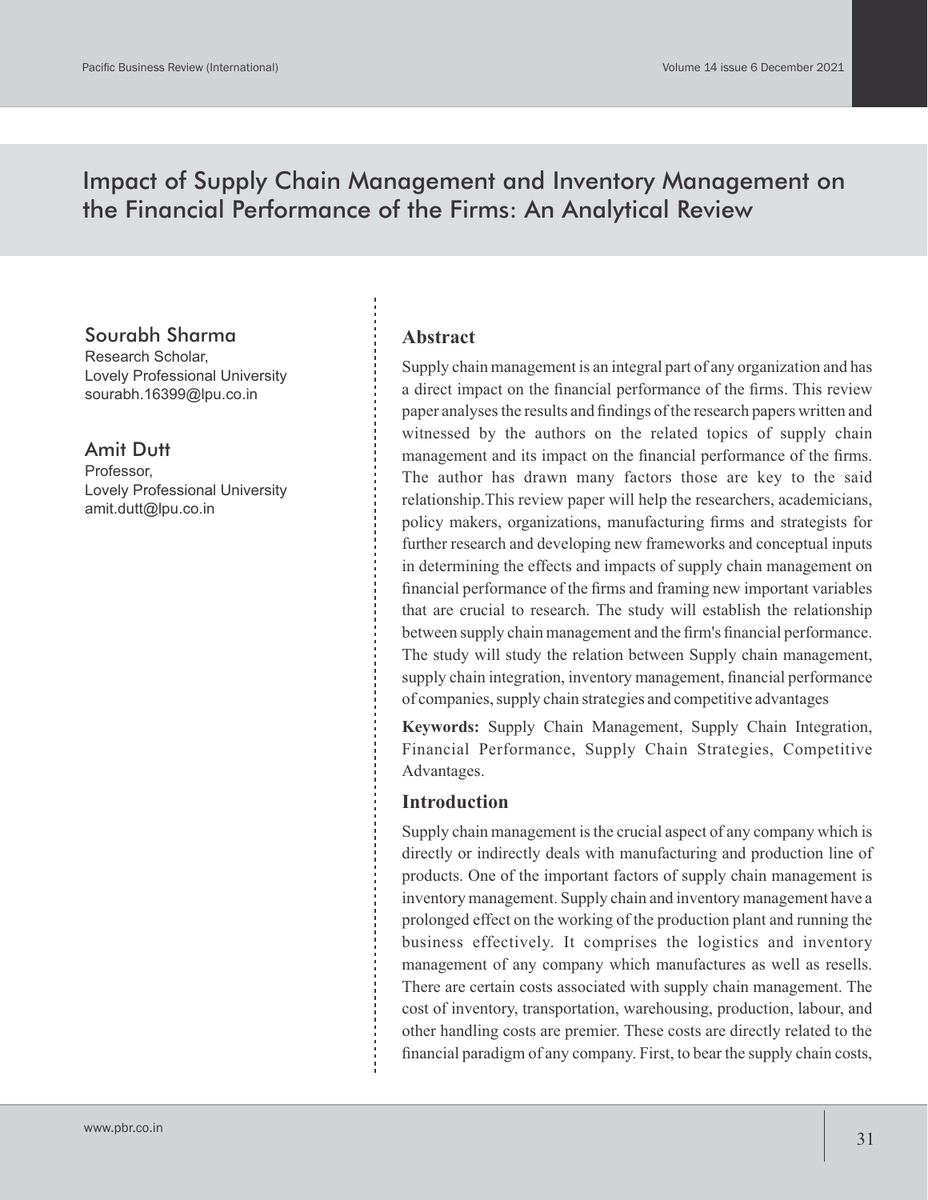# Impact of Supply Chain Management and Inventory Management on the Financial Performance of the Firms: An Analytical Review

**Sourabh Sharma**
Research Scholar,
Lovely Professional University
sourabh.16399@lpu.co.in

**Amit Dutt**
Professor,
Lovely Professional University
amit.dutt@lpu.co.in

## Abstract

Supply chain management is an integral part of any organization and has a direct impact on the financial performance of the firms. This review paper analyses the results and findings of the research papers written and witnessed by the authors on the related topics of supply chain management and its impact on the financial performance of the firms. The author has drawn many factors those are key to the said relationship.This review paper will help the researchers, academicians, policy makers, organizations, manufacturing firms and strategists for further research and developing new frameworks and conceptual inputs in determining the effects and impacts of supply chain management on financial performance of the firms and framing new important variables that are crucial to research. The study will establish the relationship between supply chain management and the firm's financial performance. The study will study the relation between Supply chain management, supply chain integration, inventory management, financial performance of companies, supply chain strategies and competitive advantages

**Keywords:** Supply Chain Management, Supply Chain Integration, Financial Performance, Supply Chain Strategies, Competitive Advantages.

## Introduction

Supply chain management is the crucial aspect of any company which is directly or indirectly deals with manufacturing and production line of products. One of the important factors of supply chain management is inventory management. Supply chain and inventory management have a prolonged effect on the working of the production plant and running the business effectively. It comprises the logistics and inventory management of any company which manufactures as well as resells. There are certain costs associated with supply chain management. The cost of inventory, transportation, warehousing, production, labour, and other handling costs are premier. These costs are directly related to the financial paradigm of any company. First, to bear the supply chain costs,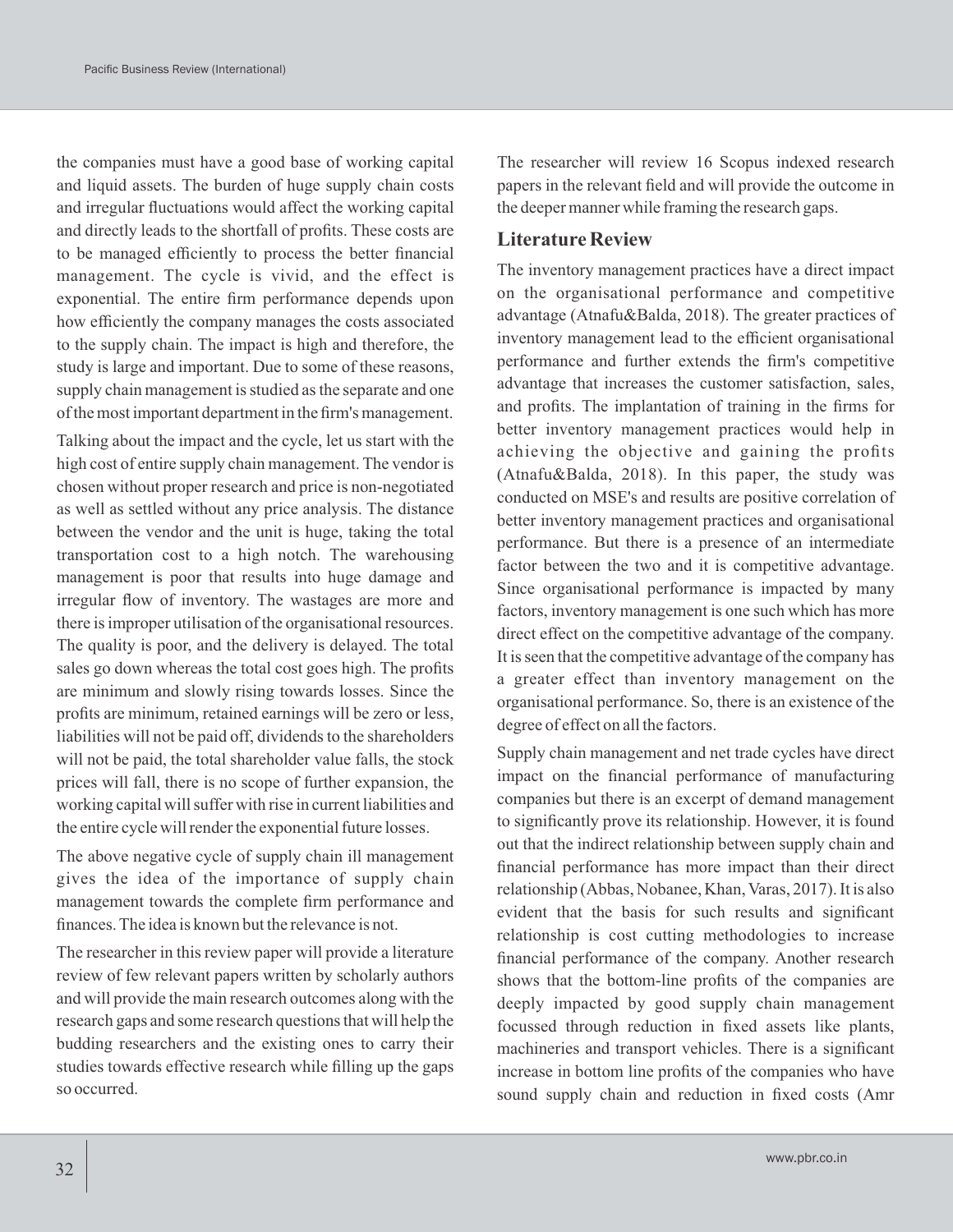the companies must have a good base of working capital and liquid assets. The burden of huge supply chain costs and irregular fluctuations would affect the working capital and directly leads to the shortfall of profits. These costs are to be managed efficiently to process the better financial management. The cycle is vivid, and the effect is exponential. The entire firm performance depends upon how efficiently the company manages the costs associated to the supply chain. The impact is high and therefore, the study is large and important. Due to some of these reasons, supply chain management is studied as the separate and one of the most important department in the firm's management.

Talking about the impact and the cycle, let us start with the high cost of entire supply chain management. The vendor is chosen without proper research and price is non-negotiated as well as settled without any price analysis. The distance between the vendor and the unit is huge, taking the total transportation cost to a high notch. The warehousing management is poor that results into huge damage and irregular flow of inventory. The wastages are more and there is improper utilisation of the organisational resources. The quality is poor, and the delivery is delayed. The total sales go down whereas the total cost goes high. The profits are minimum and slowly rising towards losses. Since the profits are minimum, retained earnings will be zero or less, liabilities will not be paid off, dividends to the shareholders will not be paid, the total shareholder value falls, the stock prices will fall, there is no scope of further expansion, the working capital will suffer with rise in current liabilities and the entire cycle will render the exponential future losses.

The above negative cycle of supply chain ill management gives the idea of the importance of supply chain management towards the complete firm performance and finances. The idea is known but the relevance is not.

The researcher in this review paper will provide a literature review of few relevant papers written by scholarly authors and will provide the main research outcomes along with the research gaps and some research questions that will help the budding researchers and the existing ones to carry their studies towards effective research while filling up the gaps so occurred.

The researcher will review 16 Scopus indexed research papers in the relevant field and will provide the outcome in the deeper manner while framing the research gaps.

## Literature Review

The inventory management practices have a direct impact on the organisational performance and competitive advantage (Atnafu&Balda, 2018). The greater practices of inventory management lead to the efficient organisational performance and further extends the firm's competitive advantage that increases the customer satisfaction, sales, and profits. The implantation of training in the firms for better inventory management practices would help in achieving the objective and gaining the profits (Atnafu&Balda, 2018). In this paper, the study was conducted on MSE's and results are positive correlation of better inventory management practices and organisational performance. But there is a presence of an intermediate factor between the two and it is competitive advantage. Since organisational performance is impacted by many factors, inventory management is one such which has more direct effect on the competitive advantage of the company. It is seen that the competitive advantage of the company has a greater effect than inventory management on the organisational performance. So, there is an existence of the degree of effect on all the factors.

Supply chain management and net trade cycles have direct impact on the financial performance of manufacturing companies but there is an excerpt of demand management to significantly prove its relationship. However, it is found out that the indirect relationship between supply chain and financial performance has more impact than their direct relationship (Abbas, Nobanee, Khan, Varas, 2017). It is also evident that the basis for such results and significant relationship is cost cutting methodologies to increase financial performance of the company. Another research shows that the bottom-line profits of the companies are deeply impacted by good supply chain management focussed through reduction in fixed assets like plants, machineries and transport vehicles. There is a significant increase in bottom line profits of the companies who have sound supply chain and reduction in fixed costs (Amr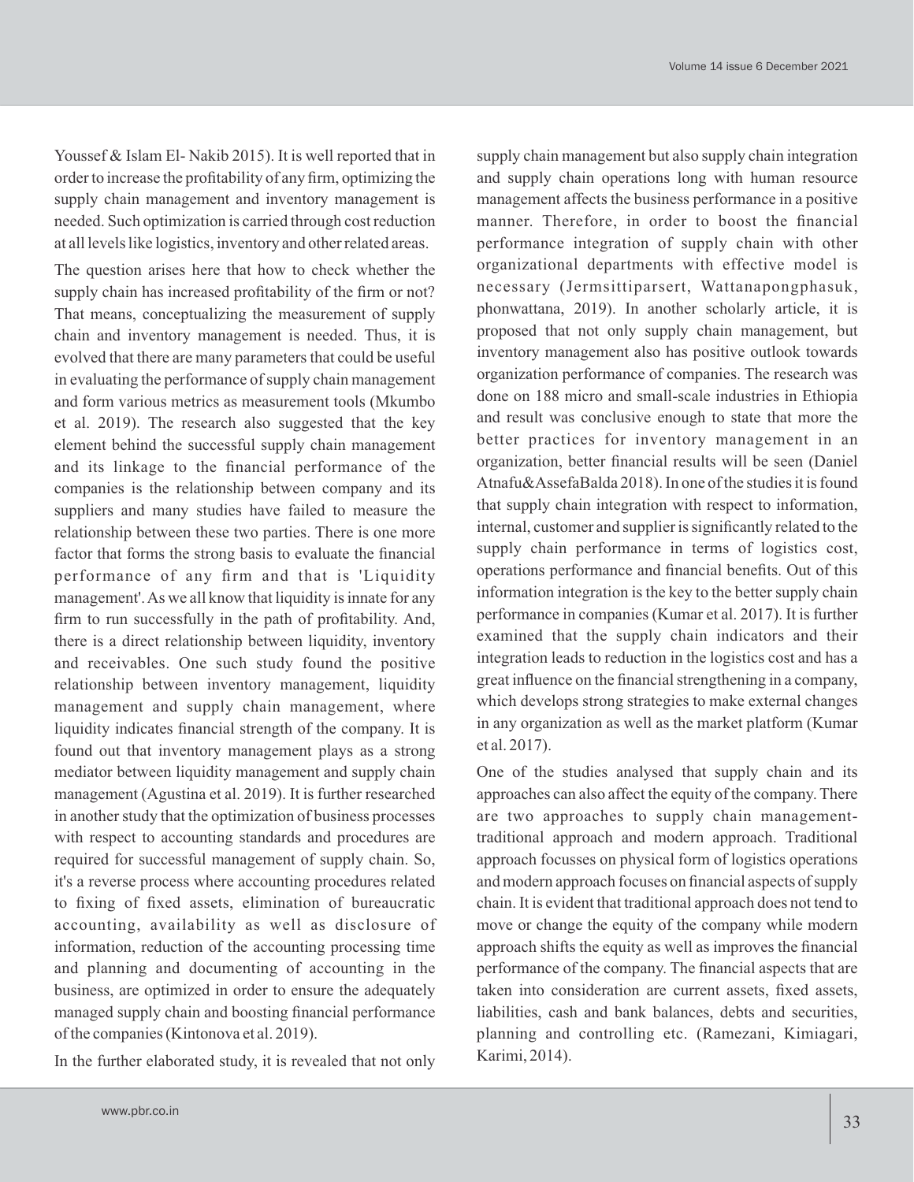Youssef & Islam El- Nakib 2015). It is well reported that in order to increase the profitability of any firm, optimizing the supply chain management and inventory management is needed. Such optimization is carried through cost reduction at all levels like logistics, inventory and other related areas.

The question arises here that how to check whether the supply chain has increased profitability of the firm or not? That means, conceptualizing the measurement of supply chain and inventory management is needed. Thus, it is evolved that there are many parameters that could be useful in evaluating the performance of supply chain management and form various metrics as measurement tools (Mkumbo et al. 2019). The research also suggested that the key element behind the successful supply chain management and its linkage to the financial performance of the companies is the relationship between company and its suppliers and many studies have failed to measure the relationship between these two parties. There is one more factor that forms the strong basis to evaluate the financial performance of any firm and that is 'Liquidity management'. As we all know that liquidity is innate for any firm to run successfully in the path of profitability. And, there is a direct relationship between liquidity, inventory and receivables. One such study found the positive relationship between inventory management, liquidity management and supply chain management, where liquidity indicates financial strength of the company. It is found out that inventory management plays as a strong mediator between liquidity management and supply chain management (Agustina et al. 2019). It is further researched in another study that the optimization of business processes with respect to accounting standards and procedures are required for successful management of supply chain. So, it's a reverse process where accounting procedures related to fixing of fixed assets, elimination of bureaucratic accounting, availability as well as disclosure of information, reduction of the accounting processing time and planning and documenting of accounting in the business, are optimized in order to ensure the adequately managed supply chain and boosting financial performance of the companies (Kintonova et al. 2019).

In the further elaborated study, it is revealed that not only supply chain management but also supply chain integration and supply chain operations long with human resource management affects the business performance in a positive manner. Therefore, in order to boost the financial performance integration of supply chain with other organizational departments with effective model is necessary (Jermsittiparsert, Wattanapongphasuk, phonwattana, 2019). In another scholarly article, it is proposed that not only supply chain management, but inventory management also has positive outlook towards organization performance of companies. The research was done on 188 micro and small-scale industries in Ethiopia and result was conclusive enough to state that more the better practices for inventory management in an organization, better financial results will be seen (Daniel Atnafu&AssefaBalda 2018). In one of the studies it is found that supply chain integration with respect to information, internal, customer and supplier is significantly related to the supply chain performance in terms of logistics cost, operations performance and financial benefits. Out of this information integration is the key to the better supply chain performance in companies (Kumar et al. 2017). It is further examined that the supply chain indicators and their integration leads to reduction in the logistics cost and has a great influence on the financial strengthening in a company, which develops strong strategies to make external changes in any organization as well as the market platform (Kumar et al. 2017).

One of the studies analysed that supply chain and its approaches can also affect the equity of the company. There are two approaches to supply chain management-traditional approach and modern approach. Traditional approach focusses on physical form of logistics operations and modern approach focuses on financial aspects of supply chain. It is evident that traditional approach does not tend to move or change the equity of the company while modern approach shifts the equity as well as improves the financial performance of the company. The financial aspects that are taken into consideration are current assets, fixed assets, liabilities, cash and bank balances, debts and securities, planning and controlling etc. (Ramezani, Kimiagari, Karimi, 2014).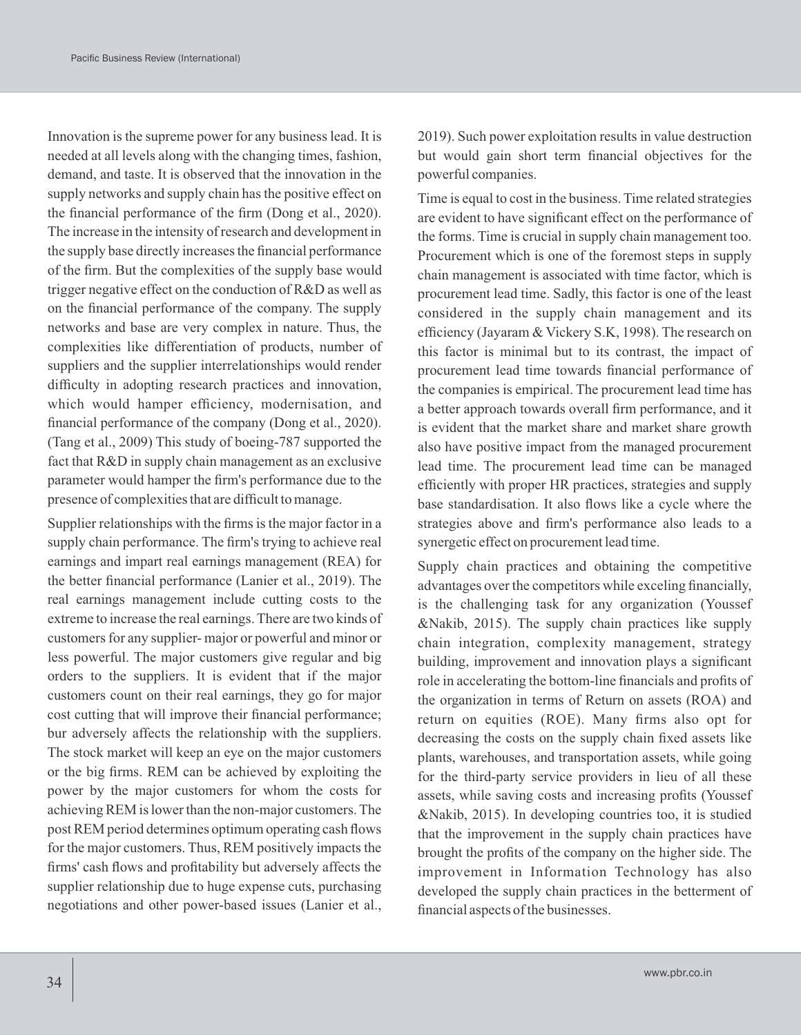Innovation is the supreme power for any business lead. It is needed at all levels along with the changing times, fashion, demand, and taste. It is observed that the innovation in the supply networks and supply chain has the positive effect on the financial performance of the firm (Dong et al., 2020). The increase in the intensity of research and development in the supply base directly increases the financial performance of the firm. But the complexities of the supply base would trigger negative effect on the conduction of R&D as well as on the financial performance of the company. The supply networks and base are very complex in nature. Thus, the complexities like differentiation of products, number of suppliers and the supplier interrelationships would render difficulty in adopting research practices and innovation, which would hamper efficiency, modernisation, and financial performance of the company (Dong et al., 2020). (Tang et al., 2009) This study of boeing-787 supported the fact that R&D in supply chain management as an exclusive parameter would hamper the firm's performance due to the presence of complexities that are difficult to manage.

Supplier relationships with the firms is the major factor in a supply chain performance. The firm's trying to achieve real earnings and impart real earnings management (REA) for the better financial performance (Lanier et al., 2019). The real earnings management include cutting costs to the extreme to increase the real earnings. There are two kinds of customers for any supplier- major or powerful and minor or less powerful. The major customers give regular and big orders to the suppliers. It is evident that if the major customers count on their real earnings, they go for major cost cutting that will improve their financial performance; bur adversely affects the relationship with the suppliers. The stock market will keep an eye on the major customers or the big firms. REM can be achieved by exploiting the power by the major customers for whom the costs for achieving REM is lower than the non-major customers. The post REM period determines optimum operating cash flows for the major customers. Thus, REM positively impacts the firms' cash flows and profitability but adversely affects the supplier relationship due to huge expense cuts, purchasing negotiations and other power-based issues (Lanier et al., 2019). Such power exploitation results in value destruction but would gain short term financial objectives for the powerful companies.

Time is equal to cost in the business. Time related strategies are evident to have significant effect on the performance of the forms. Time is crucial in supply chain management too. Procurement which is one of the foremost steps in supply chain management is associated with time factor, which is procurement lead time. Sadly, this factor is one of the least considered in the supply chain management and its efficiency (Jayaram & Vickery S.K, 1998). The research on this factor is minimal but to its contrast, the impact of procurement lead time towards financial performance of the companies is empirical. The procurement lead time has a better approach towards overall firm performance, and it is evident that the market share and market share growth also have positive impact from the managed procurement lead time. The procurement lead time can be managed efficiently with proper HR practices, strategies and supply base standardisation. It also flows like a cycle where the strategies above and firm's performance also leads to a synergetic effect on procurement lead time.

Supply chain practices and obtaining the competitive advantages over the competitors while exceling financially, is the challenging task for any organization (Youssef &Nakib, 2015). The supply chain practices like supply chain integration, complexity management, strategy building, improvement and innovation plays a significant role in accelerating the bottom-line financials and profits of the organization in terms of Return on assets (ROA) and return on equities (ROE). Many firms also opt for decreasing the costs on the supply chain fixed assets like plants, warehouses, and transportation assets, while going for the third-party service providers in lieu of all these assets, while saving costs and increasing profits (Youssef &Nakib, 2015). In developing countries too, it is studied that the improvement in the supply chain practices have brought the profits of the company on the higher side. The improvement in Information Technology has also developed the supply chain practices in the betterment of financial aspects of the businesses.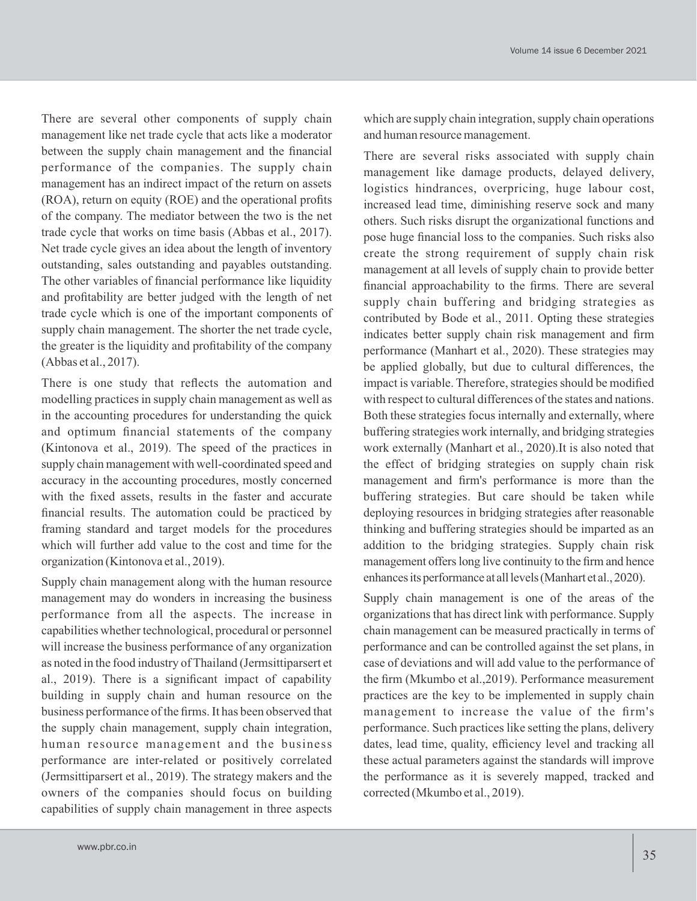There are several other components of supply chain management like net trade cycle that acts like a moderator between the supply chain management and the financial performance of the companies. The supply chain management has an indirect impact of the return on assets (ROA), return on equity (ROE) and the operational profits of the company. The mediator between the two is the net trade cycle that works on time basis (Abbas et al., 2017). Net trade cycle gives an idea about the length of inventory outstanding, sales outstanding and payables outstanding. The other variables of financial performance like liquidity and profitability are better judged with the length of net trade cycle which is one of the important components of supply chain management. The shorter the net trade cycle, the greater is the liquidity and profitability of the company (Abbas et al., 2017).

There is one study that reflects the automation and modelling practices in supply chain management as well as in the accounting procedures for understanding the quick and optimum financial statements of the company (Kintonova et al., 2019). The speed of the practices in supply chain management with well-coordinated speed and accuracy in the accounting procedures, mostly concerned with the fixed assets, results in the faster and accurate financial results. The automation could be practiced by framing standard and target models for the procedures which will further add value to the cost and time for the organization (Kintonova et al., 2019).

Supply chain management along with the human resource management may do wonders in increasing the business performance from all the aspects. The increase in capabilities whether technological, procedural or personnel will increase the business performance of any organization as noted in the food industry of Thailand (Jermsittiparsert et al., 2019). There is a significant impact of capability building in supply chain and human resource on the business performance of the firms. It has been observed that the supply chain management, supply chain integration, human resource management and the business performance are inter-related or positively correlated (Jermsittiparsert et al., 2019). The strategy makers and the owners of the companies should focus on building capabilities of supply chain management in three aspects which are supply chain integration, supply chain operations and human resource management.

There are several risks associated with supply chain management like damage products, delayed delivery, logistics hindrances, overpricing, huge labour cost, increased lead time, diminishing reserve sock and many others. Such risks disrupt the organizational functions and pose huge financial loss to the companies. Such risks also create the strong requirement of supply chain risk management at all levels of supply chain to provide better financial approachability to the firms. There are several supply chain buffering and bridging strategies as contributed by Bode et al., 2011. Opting these strategies indicates better supply chain risk management and firm performance (Manhart et al., 2020). These strategies may be applied globally, but due to cultural differences, the impact is variable. Therefore, strategies should be modified with respect to cultural differences of the states and nations. Both these strategies focus internally and externally, where buffering strategies work internally, and bridging strategies work externally (Manhart et al., 2020).It is also noted that the effect of bridging strategies on supply chain risk management and firm's performance is more than the buffering strategies. But care should be taken while deploying resources in bridging strategies after reasonable thinking and buffering strategies should be imparted as an addition to the bridging strategies. Supply chain risk management offers long live continuity to the firm and hence enhances its performance at all levels (Manhart et al., 2020).

Supply chain management is one of the areas of the organizations that has direct link with performance. Supply chain management can be measured practically in terms of performance and can be controlled against the set plans, in case of deviations and will add value to the performance of the firm (Mkumbo et al.,2019). Performance measurement practices are the key to be implemented in supply chain management to increase the value of the firm's performance. Such practices like setting the plans, delivery dates, lead time, quality, efficiency level and tracking all these actual parameters against the standards will improve the performance as it is severely mapped, tracked and corrected (Mkumbo et al., 2019).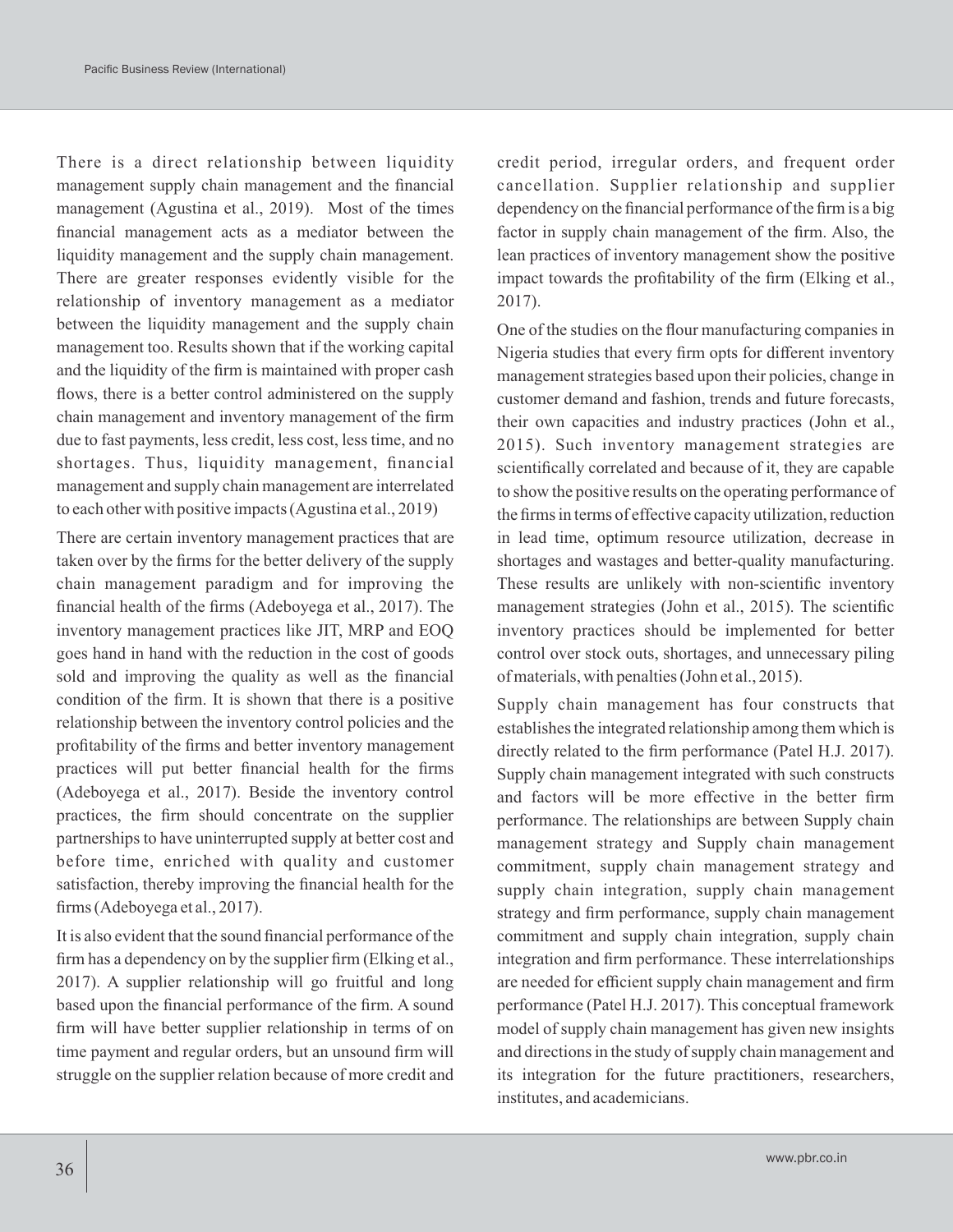There is a direct relationship between liquidity management supply chain management and the financial management (Agustina et al., 2019). Most of the times financial management acts as a mediator between the liquidity management and the supply chain management. There are greater responses evidently visible for the relationship of inventory management as a mediator between the liquidity management and the supply chain management too. Results shown that if the working capital and the liquidity of the firm is maintained with proper cash flows, there is a better control administered on the supply chain management and inventory management of the firm due to fast payments, less credit, less cost, less time, and no shortages. Thus, liquidity management, financial management and supply chain management are interrelated to each other with positive impacts (Agustina et al., 2019)

There are certain inventory management practices that are taken over by the firms for the better delivery of the supply chain management paradigm and for improving the financial health of the firms (Adeboyega et al., 2017). The inventory management practices like JIT, MRP and EOQ goes hand in hand with the reduction in the cost of goods sold and improving the quality as well as the financial condition of the firm. It is shown that there is a positive relationship between the inventory control policies and the profitability of the firms and better inventory management practices will put better financial health for the firms (Adeboyega et al., 2017). Beside the inventory control practices, the firm should concentrate on the supplier partnerships to have uninterrupted supply at better cost and before time, enriched with quality and customer satisfaction, thereby improving the financial health for the firms (Adeboyega et al., 2017).

It is also evident that the sound financial performance of the firm has a dependency on by the supplier firm (Elking et al., 2017). A supplier relationship will go fruitful and long based upon the financial performance of the firm. A sound firm will have better supplier relationship in terms of on time payment and regular orders, but an unsound firm will struggle on the supplier relation because of more credit and credit period, irregular orders, and frequent order cancellation. Supplier relationship and supplier dependency on the financial performance of the firm is a big factor in supply chain management of the firm. Also, the lean practices of inventory management show the positive impact towards the profitability of the firm (Elking et al., 2017).

One of the studies on the flour manufacturing companies in Nigeria studies that every firm opts for different inventory management strategies based upon their policies, change in customer demand and fashion, trends and future forecasts, their own capacities and industry practices (John et al., 2015). Such inventory management strategies are scientifically correlated and because of it, they are capable to show the positive results on the operating performance of the firms in terms of effective capacity utilization, reduction in lead time, optimum resource utilization, decrease in shortages and wastages and better-quality manufacturing. These results are unlikely with non-scientific inventory management strategies (John et al., 2015). The scientific inventory practices should be implemented for better control over stock outs, shortages, and unnecessary piling of materials, with penalties (John et al., 2015).

Supply chain management has four constructs that establishes the integrated relationship among them which is directly related to the firm performance (Patel H.J. 2017). Supply chain management integrated with such constructs and factors will be more effective in the better firm performance. The relationships are between Supply chain management strategy and Supply chain management commitment, supply chain management strategy and supply chain integration, supply chain management strategy and firm performance, supply chain management commitment and supply chain integration, supply chain integration and firm performance. These interrelationships are needed for efficient supply chain management and firm performance (Patel H.J. 2017). This conceptual framework model of supply chain management has given new insights and directions in the study of supply chain management and its integration for the future practitioners, researchers, institutes, and academicians.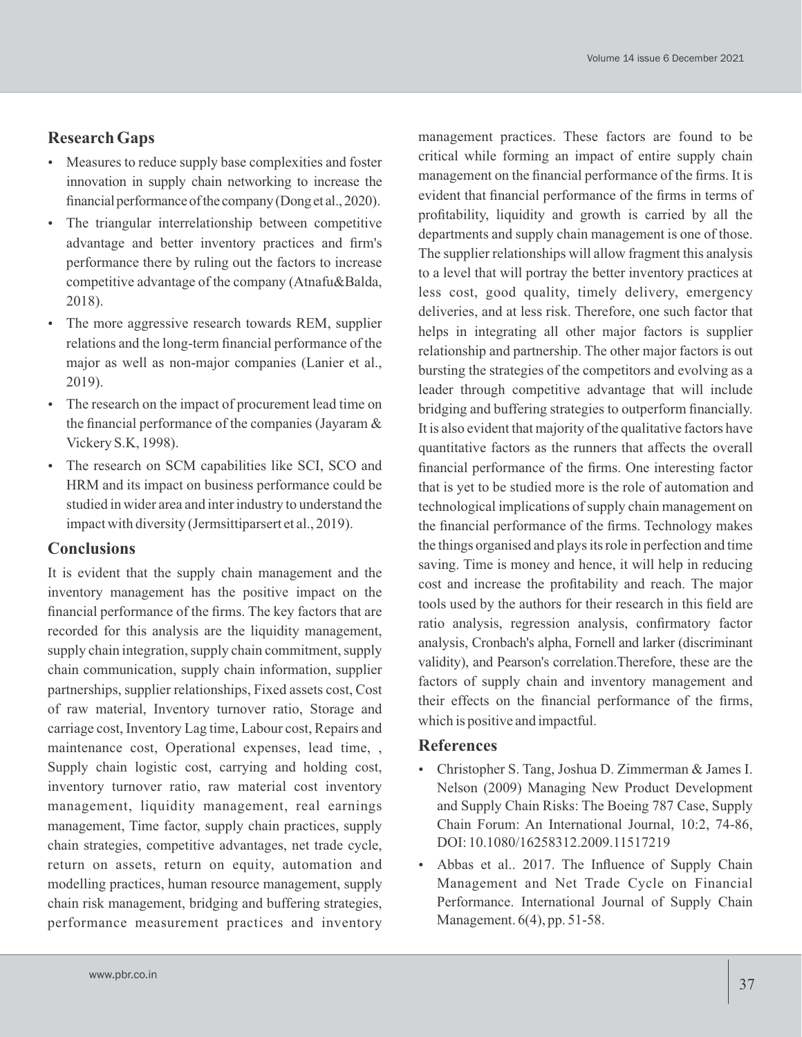## Research Gaps

- Measures to reduce supply base complexities and foster innovation in supply chain networking to increase the financial performance of the company (Dong et al., 2020).
- The triangular interrelationship between competitive advantage and better inventory practices and firm's performance there by ruling out the factors to increase competitive advantage of the company (Atnafu&Balda, 2018).
- The more aggressive research towards REM, supplier relations and the long-term financial performance of the major as well as non-major companies (Lanier et al., 2019).
- The research on the impact of procurement lead time on the financial performance of the companies (Jayaram & Vickery S.K, 1998).
- The research on SCM capabilities like SCI, SCO and HRM and its impact on business performance could be studied in wider area and inter industry to understand the impact with diversity (Jermsittiparsert et al., 2019).

## Conclusions

It is evident that the supply chain management and the inventory management has the positive impact on the financial performance of the firms. The key factors that are recorded for this analysis are the liquidity management, supply chain integration, supply chain commitment, supply chain communication, supply chain information, supplier partnerships, supplier relationships, Fixed assets cost, Cost of raw material, Inventory turnover ratio, Storage and carriage cost, Inventory Lag time, Labour cost, Repairs and maintenance cost, Operational expenses, lead time, , Supply chain logistic cost, carrying and holding cost, inventory turnover ratio, raw material cost inventory management, liquidity management, real earnings management, Time factor, supply chain practices, supply chain strategies, competitive advantages, net trade cycle, return on assets, return on equity, automation and modelling practices, human resource management, supply chain risk management, bridging and buffering strategies, performance measurement practices and inventory management practices. These factors are found to be critical while forming an impact of entire supply chain management on the financial performance of the firms. It is evident that financial performance of the firms in terms of profitability, liquidity and growth is carried by all the departments and supply chain management is one of those. The supplier relationships will allow fragment this analysis to a level that will portray the better inventory practices at less cost, good quality, timely delivery, emergency deliveries, and at less risk. Therefore, one such factor that helps in integrating all other major factors is supplier relationship and partnership. The other major factors is out bursting the strategies of the competitors and evolving as a leader through competitive advantage that will include bridging and buffering strategies to outperform financially. It is also evident that majority of the qualitative factors have quantitative factors as the runners that affects the overall financial performance of the firms. One interesting factor that is yet to be studied more is the role of automation and technological implications of supply chain management on the financial performance of the firms. Technology makes the things organised and plays its role in perfection and time saving. Time is money and hence, it will help in reducing cost and increase the profitability and reach. The major tools used by the authors for their research in this field are ratio analysis, regression analysis, confirmatory factor analysis, Cronbach's alpha, Fornell and larker (discriminant validity), and Pearson's correlation.Therefore, these are the factors of supply chain and inventory management and their effects on the financial performance of the firms, which is positive and impactful.

## References

- Christopher S. Tang, Joshua D. Zimmerman & James I. Nelson (2009) Managing New Product Development and Supply Chain Risks: The Boeing 787 Case, Supply Chain Forum: An International Journal, 10:2, 74-86, DOI: 10.1080/16258312.2009.11517219
- Abbas et al.. 2017. The Influence of Supply Chain Management and Net Trade Cycle on Financial Performance. International Journal of Supply Chain Management. 6(4), pp. 51-58.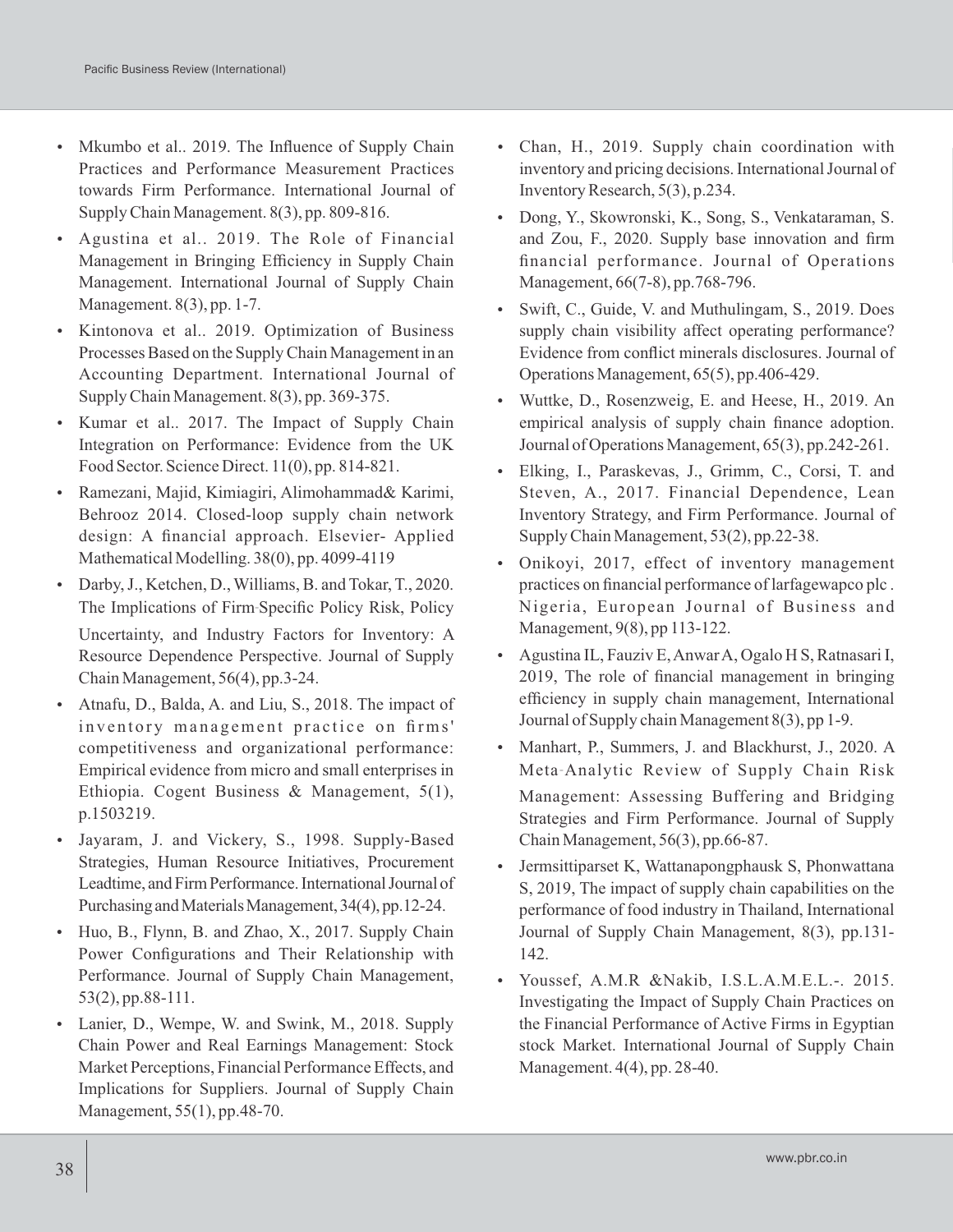- Mkumbo et al.. 2019. The Influence of Supply Chain Practices and Performance Measurement Practices towards Firm Performance. International Journal of Supply Chain Management. 8(3), pp. 809-816.
- Agustina et al.. 2019. The Role of Financial Management in Bringing Efficiency in Supply Chain Management. International Journal of Supply Chain Management. 8(3), pp. 1-7.
- Kintonova et al.. 2019. Optimization of Business Processes Based on the Supply Chain Management in an Accounting Department. International Journal of Supply Chain Management. 8(3), pp. 369-375.
- Kumar et al.. 2017. The Impact of Supply Chain Integration on Performance: Evidence from the UK Food Sector. Science Direct. 11(0), pp. 814-821.
- Ramezani, Majid, Kimiagiri, Alimohammad& Karimi, Behrooz 2014. Closed-loop supply chain network design: A financial approach. Elsevier- Applied Mathematical Modelling. 38(0), pp. 4099-4119
- Darby, J., Ketchen, D., Williams, B. and Tokar, T., 2020. The Implications of Firm‐Specific Policy Risk, Policy Uncertainty, and Industry Factors for Inventory: A Resource Dependence Perspective. Journal of Supply Chain Management, 56(4), pp.3-24.
- Atnafu, D., Balda, A. and Liu, S., 2018. The impact of inventory management practice on firms' competitiveness and organizational performance: Empirical evidence from micro and small enterprises in Ethiopia. Cogent Business & Management, 5(1), p.1503219.
- Jayaram, J. and Vickery, S., 1998. Supply-Based Strategies, Human Resource Initiatives, Procurement Leadtime, and Firm Performance. International Journal of Purchasing and Materials Management, 34(4), pp.12-24.
- Huo, B., Flynn, B. and Zhao, X., 2017. Supply Chain Power Configurations and Their Relationship with Performance. Journal of Supply Chain Management, 53(2), pp.88-111.
- Lanier, D., Wempe, W. and Swink, M., 2018. Supply Chain Power and Real Earnings Management: Stock Market Perceptions, Financial Performance Effects, and Implications for Suppliers. Journal of Supply Chain Management, 55(1), pp.48-70.
- Chan, H., 2019. Supply chain coordination with inventory and pricing decisions. International Journal of Inventory Research, 5(3), p.234.
- Dong, Y., Skowronski, K., Song, S., Venkataraman, S. and Zou, F., 2020. Supply base innovation and firm financial performance. Journal of Operations Management, 66(7-8), pp.768-796.
- Swift, C., Guide, V. and Muthulingam, S., 2019. Does supply chain visibility affect operating performance? Evidence from conflict minerals disclosures. Journal of Operations Management, 65(5), pp.406-429.
- Wuttke, D., Rosenzweig, E. and Heese, H., 2019. An empirical analysis of supply chain finance adoption. Journal of Operations Management, 65(3), pp.242-261.
- Elking, I., Paraskevas, J., Grimm, C., Corsi, T. and Steven, A., 2017. Financial Dependence, Lean Inventory Strategy, and Firm Performance. Journal of Supply Chain Management, 53(2), pp.22-38.
- Onikoyi, 2017, effect of inventory management practices on financial performance of larfagewapco plc . Nigeria, European Journal of Business and Management, 9(8), pp 113-122.
- Agustina IL, Fauziv E, Anwar A, Ogalo H S, Ratnasari I, 2019, The role of financial management in bringing efficiency in supply chain management, International Journal of Supply chain Management 8(3), pp 1-9.
- Manhart, P., Summers, J. and Blackhurst, J., 2020. A Meta‐Analytic Review of Supply Chain Risk Management: Assessing Buffering and Bridging Strategies and Firm Performance. Journal of Supply Chain Management, 56(3), pp.66-87.
- Jermsittiparset K, Wattanapongphausk S, Phonwattana S, 2019, The impact of supply chain capabilities on the performance of food industry in Thailand, International Journal of Supply Chain Management, 8(3), pp.131-142.
- Youssef, A.M.R &Nakib, I.S.L.A.M.E.L.-. 2015. Investigating the Impact of Supply Chain Practices on the Financial Performance of Active Firms in Egyptian stock Market. International Journal of Supply Chain Management. 4(4), pp. 28-40.